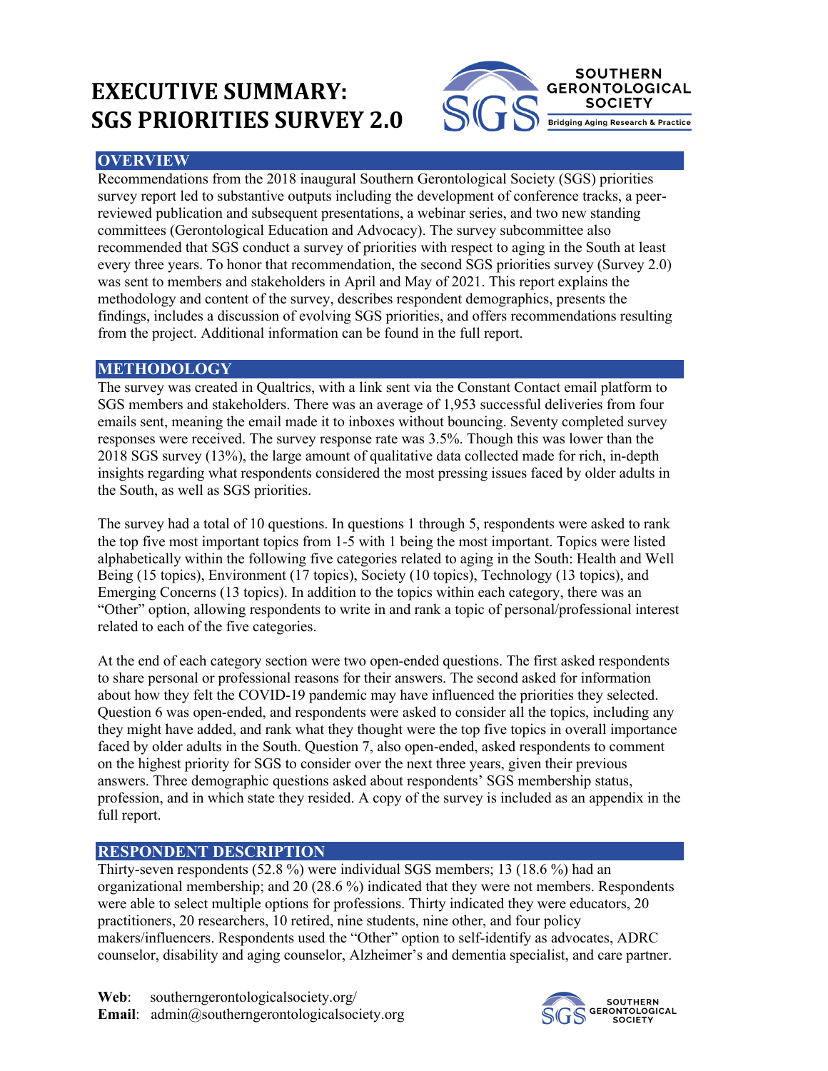# EXECUTIVE SUMMARY: SGS PRIORITIES SURVEY 2.0

SOUTHERN GERONTOLOGICAL SOCIETY
Bridging Aging Research & Practice

## OVERVIEW

Recommendations from the 2018 inaugural Southern Gerontological Society (SGS) priorities survey report led to substantive outputs including the development of conference tracks, a peer-reviewed publication and subsequent presentations, a webinar series, and two new standing committees (Gerontological Education and Advocacy). The survey subcommittee also recommended that SGS conduct a survey of priorities with respect to aging in the South at least every three years. To honor that recommendation, the second SGS priorities survey (Survey 2.0) was sent to members and stakeholders in April and May of 2021. This report explains the methodology and content of the survey, describes respondent demographics, presents the findings, includes a discussion of evolving SGS priorities, and offers recommendations resulting from the project. Additional information can be found in the full report.

## METHODOLOGY

The survey was created in Qualtrics, with a link sent via the Constant Contact email platform to SGS members and stakeholders. There was an average of 1,953 successful deliveries from four emails sent, meaning the email made it to inboxes without bouncing. Seventy completed survey responses were received. The survey response rate was 3.5%. Though this was lower than the 2018 SGS survey (13%), the large amount of qualitative data collected made for rich, in-depth insights regarding what respondents considered the most pressing issues faced by older adults in the South, as well as SGS priorities.

The survey had a total of 10 questions. In questions 1 through 5, respondents were asked to rank the top five most important topics from 1-5 with 1 being the most important. Topics were listed alphabetically within the following five categories related to aging in the South: Health and Well Being (15 topics), Environment (17 topics), Society (10 topics), Technology (13 topics), and Emerging Concerns (13 topics). In addition to the topics within each category, there was an "Other" option, allowing respondents to write in and rank a topic of personal/professional interest related to each of the five categories.

At the end of each category section were two open-ended questions. The first asked respondents to share personal or professional reasons for their answers. The second asked for information about how they felt the COVID-19 pandemic may have influenced the priorities they selected. Question 6 was open-ended, and respondents were asked to consider all the topics, including any they might have added, and rank what they thought were the top five topics in overall importance faced by older adults in the South. Question 7, also open-ended, asked respondents to comment on the highest priority for SGS to consider over the next three years, given their previous answers. Three demographic questions asked about respondents' SGS membership status, profession, and in which state they resided. A copy of the survey is included as an appendix in the full report.

## RESPONDENT DESCRIPTION

Thirty-seven respondents (52.8 %) were individual SGS members; 13 (18.6 %) had an organizational membership; and 20 (28.6 %) indicated that they were not members. Respondents were able to select multiple options for professions. Thirty indicated they were educators, 20 practitioners, 20 researchers, 10 retired, nine students, nine other, and four policy makers/influencers. Respondents used the "Other" option to self-identify as advocates, ADRC counselor, disability and aging counselor, Alzheimer's and dementia specialist, and care partner.

**Web**: southerngerontologicalsociety.org/
**Email**: admin@southerngerontologicalsociety.org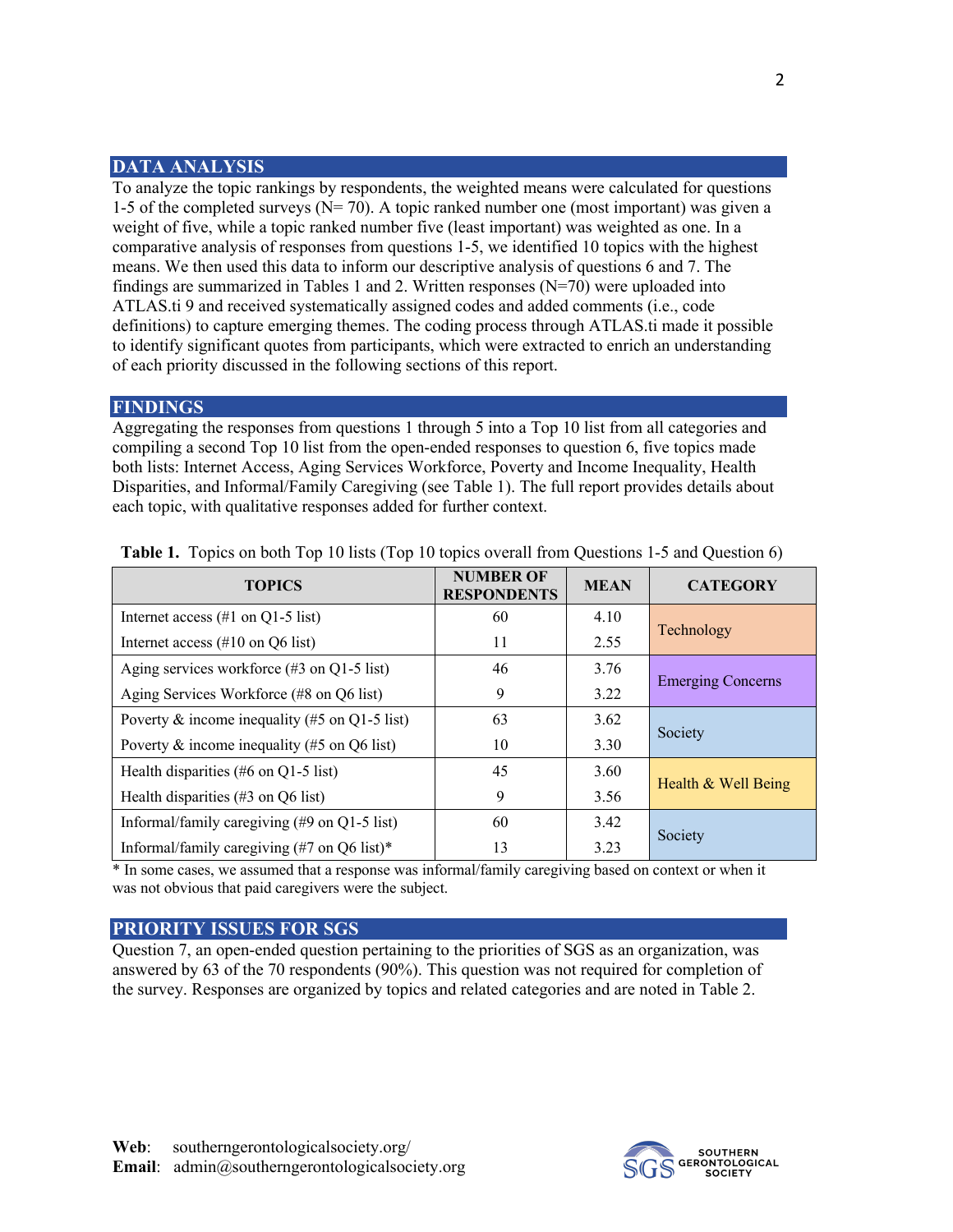## DATA ANALYSIS

To analyze the topic rankings by respondents, the weighted means were calculated for questions 1-5 of the completed surveys (N= 70). A topic ranked number one (most important) was given a weight of five, while a topic ranked number five (least important) was weighted as one. In a comparative analysis of responses from questions 1-5, we identified 10 topics with the highest means. We then used this data to inform our descriptive analysis of questions 6 and 7. The findings are summarized in Tables 1 and 2. Written responses (N=70) were uploaded into ATLAS.ti 9 and received systematically assigned codes and added comments (i.e., code definitions) to capture emerging themes. The coding process through ATLAS.ti made it possible to identify significant quotes from participants, which were extracted to enrich an understanding of each priority discussed in the following sections of this report.

## FINDINGS

Aggregating the responses from questions 1 through 5 into a Top 10 list from all categories and compiling a second Top 10 list from the open-ended responses to question 6, five topics made both lists: Internet Access, Aging Services Workforce, Poverty and Income Inequality, Health Disparities, and Informal/Family Caregiving (see Table 1). The full report provides details about each topic, with qualitative responses added for further context.

**Table 1.** Topics on both Top 10 lists (Top 10 topics overall from Questions 1-5 and Question 6)

| TOPICS | NUMBER OF RESPONDENTS | MEAN | CATEGORY |
|---|---|---|---|
| Internet access (#1 on Q1-5 list) | 60 | 4.10 | Technology |
| Internet access (#10 on Q6 list) | 11 | 2.55 | |
| Aging services workforce (#3 on Q1-5 list) | 46 | 3.76 | Emerging Concerns |
| Aging Services Workforce (#8 on Q6 list) | 9 | 3.22 | |
| Poverty & income inequality (#5 on Q1-5 list) | 63 | 3.62 | Society |
| Poverty & income inequality (#5 on Q6 list) | 10 | 3.30 | |
| Health disparities (#6 on Q1-5 list) | 45 | 3.60 | Health & Well Being |
| Health disparities (#3 on Q6 list) | 9 | 3.56 | |
| Informal/family caregiving (#9 on Q1-5 list) | 60 | 3.42 | Society |
| Informal/family caregiving (#7 on Q6 list)* | 13 | 3.23 | |

\* In some cases, we assumed that a response was informal/family caregiving based on context or when it was not obvious that paid caregivers were the subject.

## PRIORITY ISSUES FOR SGS

Question 7, an open-ended question pertaining to the priorities of SGS as an organization, was answered by 63 of the 70 respondents (90%). This question was not required for completion of the survey. Responses are organized by topics and related categories and are noted in Table 2.

**Web**: southerngerontologicalsociety.org/
**Email**: admin@southerngerontologicalsociety.org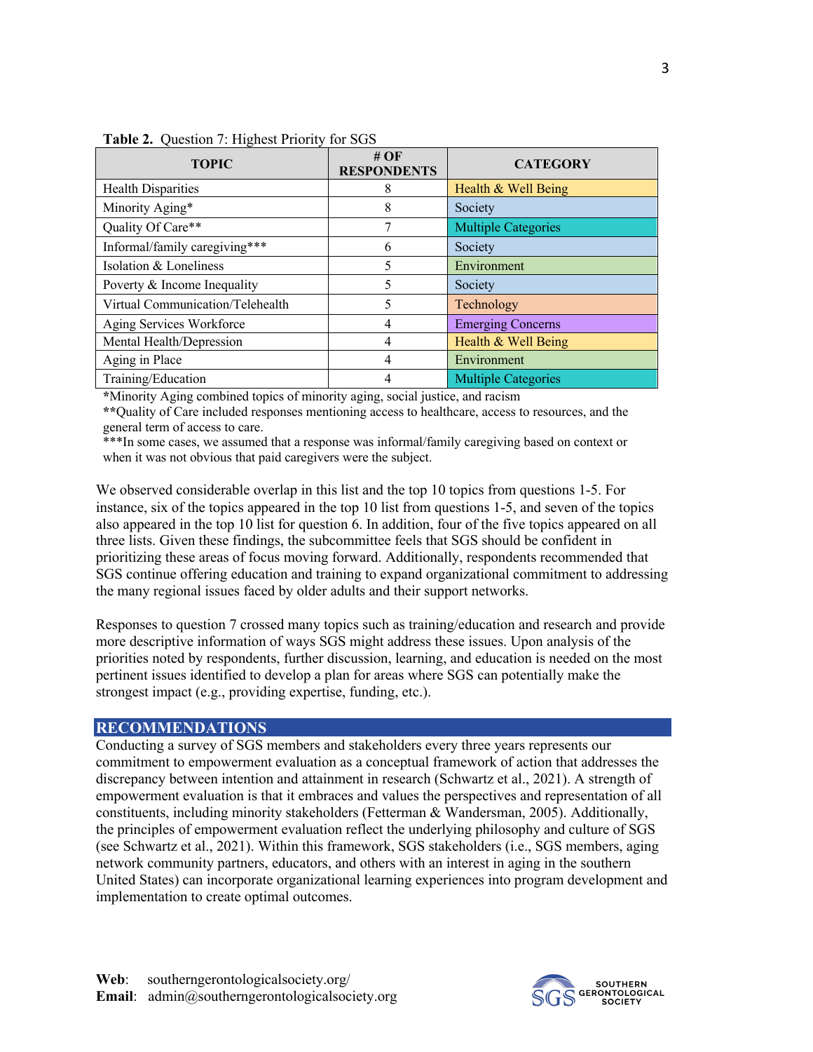**Table 2.** Question 7: Highest Priority for SGS

| TOPIC | # OF RESPONDENTS | CATEGORY |
|---|---|---|
| Health Disparities | 8 | Health & Well Being |
| Minority Aging* | 8 | Society |
| Quality Of Care** | 7 | Multiple Categories |
| Informal/family caregiving*** | 6 | Society |
| Isolation & Loneliness | 5 | Environment |
| Poverty & Income Inequality | 5 | Society |
| Virtual Communication/Telehealth | 5 | Technology |
| Aging Services Workforce | 4 | Emerging Concerns |
| Mental Health/Depression | 4 | Health & Well Being |
| Aging in Place | 4 | Environment |
| Training/Education | 4 | Multiple Categories |

*Minority Aging combined topics of minority aging, social justice, and racism
**Quality of Care included responses mentioning access to healthcare, access to resources, and the general term of access to care.
***In some cases, we assumed that a response was informal/family caregiving based on context or when it was not obvious that paid caregivers were the subject.

We observed considerable overlap in this list and the top 10 topics from questions 1-5. For instance, six of the topics appeared in the top 10 list from questions 1-5, and seven of the topics also appeared in the top 10 list for question 6. In addition, four of the five topics appeared on all three lists. Given these findings, the subcommittee feels that SGS should be confident in prioritizing these areas of focus moving forward. Additionally, respondents recommended that SGS continue offering education and training to expand organizational commitment to addressing the many regional issues faced by older adults and their support networks.

Responses to question 7 crossed many topics such as training/education and research and provide more descriptive information of ways SGS might address these issues. Upon analysis of the priorities noted by respondents, further discussion, learning, and education is needed on the most pertinent issues identified to develop a plan for areas where SGS can potentially make the strongest impact (e.g., providing expertise, funding, etc.).

## RECOMMENDATIONS

Conducting a survey of SGS members and stakeholders every three years represents our commitment to empowerment evaluation as a conceptual framework of action that addresses the discrepancy between intention and attainment in research (Schwartz et al., 2021). A strength of empowerment evaluation is that it embraces and values the perspectives and representation of all constituents, including minority stakeholders (Fetterman & Wandersman, 2005). Additionally, the principles of empowerment evaluation reflect the underlying philosophy and culture of SGS (see Schwartz et al., 2021). Within this framework, SGS stakeholders (i.e., SGS members, aging network community partners, educators, and others with an interest in aging in the southern United States) can incorporate organizational learning experiences into program development and implementation to create optimal outcomes.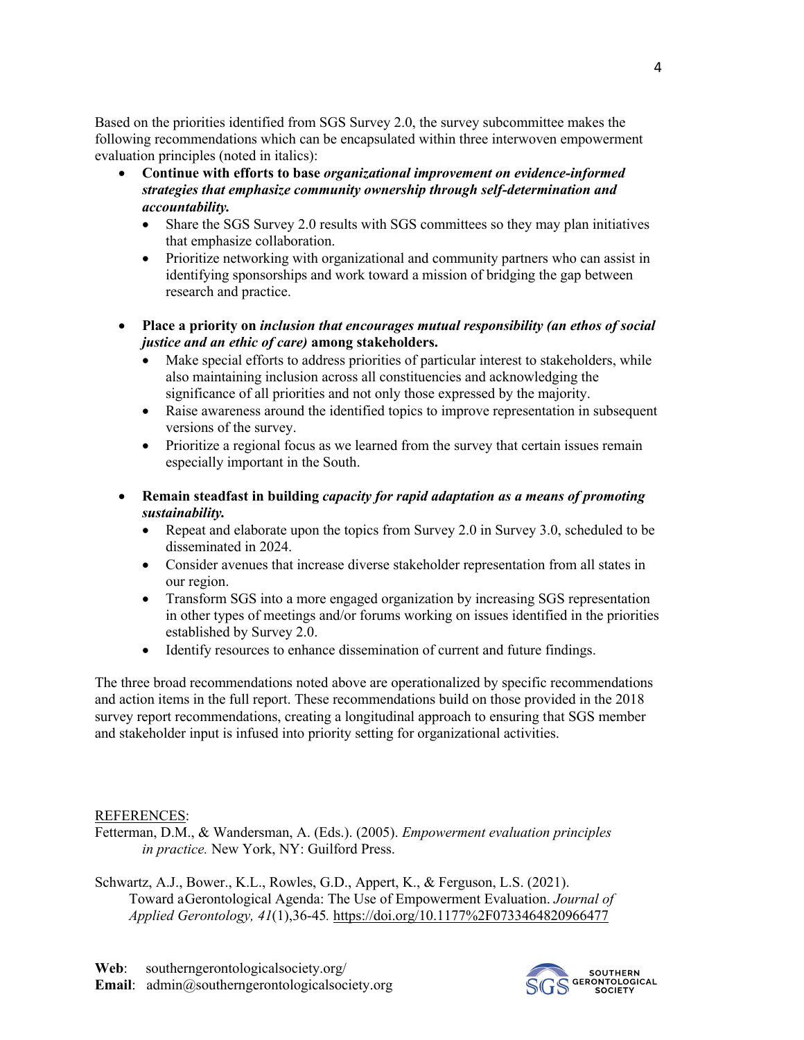Based on the priorities identified from SGS Survey 2.0, the survey subcommittee makes the following recommendations which can be encapsulated within three interwoven empowerment evaluation principles (noted in italics):

- **Continue with efforts to base *organizational improvement on evidence-informed strategies that emphasize community ownership through self-determination and accountability.***
  - Share the SGS Survey 2.0 results with SGS committees so they may plan initiatives that emphasize collaboration.
  - Prioritize networking with organizational and community partners who can assist in identifying sponsorships and work toward a mission of bridging the gap between research and practice.

- **Place a priority on *inclusion that encourages mutual responsibility (an ethos of social justice and an ethic of care)* among stakeholders.**
  - Make special efforts to address priorities of particular interest to stakeholders, while also maintaining inclusion across all constituencies and acknowledging the significance of all priorities and not only those expressed by the majority.
  - Raise awareness around the identified topics to improve representation in subsequent versions of the survey.
  - Prioritize a regional focus as we learned from the survey that certain issues remain especially important in the South.

- **Remain steadfast in building *capacity for rapid adaptation as a means of promoting sustainability.***
  - Repeat and elaborate upon the topics from Survey 2.0 in Survey 3.0, scheduled to be disseminated in 2024.
  - Consider avenues that increase diverse stakeholder representation from all states in our region.
  - Transform SGS into a more engaged organization by increasing SGS representation in other types of meetings and/or forums working on issues identified in the priorities established by Survey 2.0.
  - Identify resources to enhance dissemination of current and future findings.

The three broad recommendations noted above are operationalized by specific recommendations and action items in the full report. These recommendations build on those provided in the 2018 survey report recommendations, creating a longitudinal approach to ensuring that SGS member and stakeholder input is infused into priority setting for organizational activities.

REFERENCES:

Fetterman, D.M., & Wandersman, A. (Eds.). (2005). *Empowerment evaluation principles in practice.* New York, NY: Guilford Press.

Schwartz, A.J., Bower., K.L., Rowles, G.D., Appert, K., & Ferguson, L.S. (2021). Toward aGerontological Agenda: The Use of Empowerment Evaluation. *Journal of Applied Gerontology, 41*(1),36-45. https://doi.org/10.1177%2F0733464820966477

**Web**: southerngerontologicalsociety.org/
**Email**: admin@southerngerontologicalsociety.org

SOUTHERN GERONTOLOGICAL SOCIETY